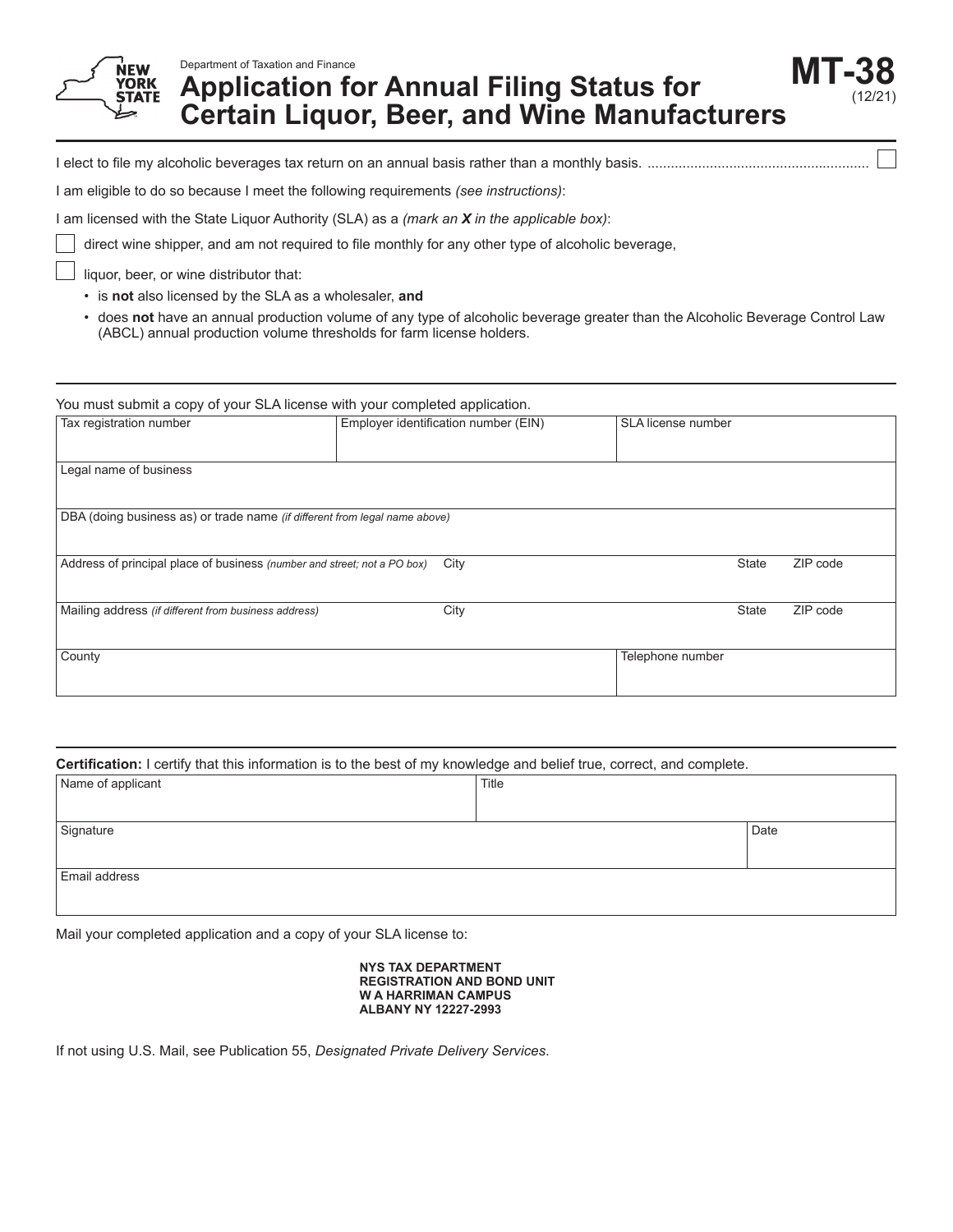Department of Taxation and Finance

# Application for Annual Filing Status for Certain Liquor, Beer, and Wine Manufacturers

**MT-38** (12/21)

I elect to file my alcoholic beverages tax return on an annual basis rather than a monthly basis. ☐

I am eligible to do so because I meet the following requirements *(see instructions)*:

I am licensed with the State Liquor Authority (SLA) as a *(mark an **X** in the applicable box)*:

☐ direct wine shipper, and am not required to file monthly for any other type of alcoholic beverage,

☐ liquor, beer, or wine distributor that:

- is **not** also licensed by the SLA as a wholesaler, **and**
- does **not** have an annual production volume of any type of alcoholic beverage greater than the Alcoholic Beverage Control Law (ABCL) annual production volume thresholds for farm license holders.

You must submit a copy of your SLA license with your completed application.

| | | | | |
|---|---|---|---|---|
| Tax registration number | Employer identification number (EIN) | SLA license number | | |
| Legal name of business | | | | |
| DBA (doing business as) or trade name *(if different from legal name above)* | | | | |
| Address of principal place of business *(number and street; not a PO box)* | City | | State | ZIP code |
| Mailing address *(if different from business address)* | City | | State | ZIP code |
| County | | Telephone number | | |

**Certification:** I certify that this information is to the best of my knowledge and belief true, correct, and complete.

| | |
|---|---|
| Name of applicant | Title |
| Signature | Date |
| Email address | |

Mail your completed application and a copy of your SLA license to:

**NYS TAX DEPARTMENT**
**REGISTRATION AND BOND UNIT**
**W A HARRIMAN CAMPUS**
**ALBANY NY 12227-2993**

If not using U.S. Mail, see Publication 55, *Designated Private Delivery Services*.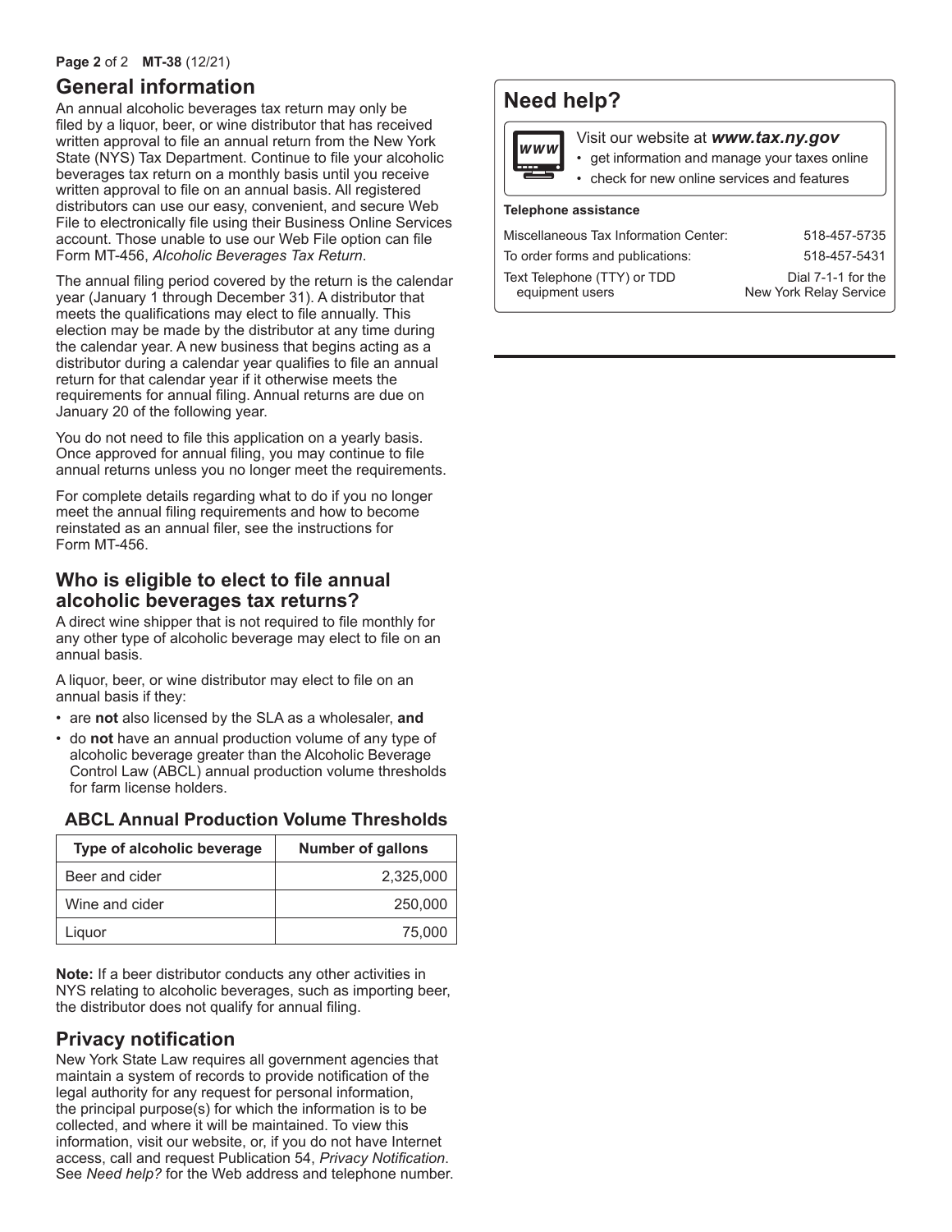## General information

An annual alcoholic beverages tax return may only be filed by a liquor, beer, or wine distributor that has received written approval to file an annual return from the New York State (NYS) Tax Department. Continue to file your alcoholic beverages tax return on a monthly basis until you receive written approval to file on an annual basis. All registered distributors can use our easy, convenient, and secure Web File to electronically file using their Business Online Services account. Those unable to use our Web File option can file Form MT-456, *Alcoholic Beverages Tax Return*.

The annual filing period covered by the return is the calendar year (January 1 through December 31). A distributor that meets the qualifications may elect to file annually. This election may be made by the distributor at any time during the calendar year. A new business that begins acting as a distributor during a calendar year qualifies to file an annual return for that calendar year if it otherwise meets the requirements for annual filing. Annual returns are due on January 20 of the following year.

You do not need to file this application on a yearly basis. Once approved for annual filing, you may continue to file annual returns unless you no longer meet the requirements.

For complete details regarding what to do if you no longer meet the annual filing requirements and how to become reinstated as an annual filer, see the instructions for Form MT-456.

### Who is eligible to elect to file annual alcoholic beverages tax returns?

A direct wine shipper that is not required to file monthly for any other type of alcoholic beverage may elect to file on an annual basis.

A liquor, beer, or wine distributor may elect to file on an annual basis if they:

- are **not** also licensed by the SLA as a wholesaler, **and**
- do **not** have an annual production volume of any type of alcoholic beverage greater than the Alcoholic Beverage Control Law (ABCL) annual production volume thresholds for farm license holders.

**ABCL Annual Production Volume Thresholds**

| Type of alcoholic beverage | Number of gallons |
|---|---|
| Beer and cider | 2,325,000 |
| Wine and cider | 250,000 |
| Liquor | 75,000 |

**Note:** If a beer distributor conducts any other activities in NYS relating to alcoholic beverages, such as importing beer, the distributor does not qualify for annual filing.

### Privacy notification

New York State Law requires all government agencies that maintain a system of records to provide notification of the legal authority for any request for personal information, the principal purpose(s) for which the information is to be collected, and where it will be maintained. To view this information, visit our website, or, if you do not have Internet access, call and request Publication 54, *Privacy Notification*. See *Need help?* for the Web address and telephone number.

## Need help?

Visit our website at ***www.tax.ny.gov***

- get information and manage your taxes online
- check for new online services and features

**Telephone assistance**

| | |
|---|---|
| Miscellaneous Tax Information Center: | 518-457-5735 |
| To order forms and publications: | 518-457-5431 |
| Text Telephone (TTY) or TDD equipment users | Dial 7-1-1 for the New York Relay Service |